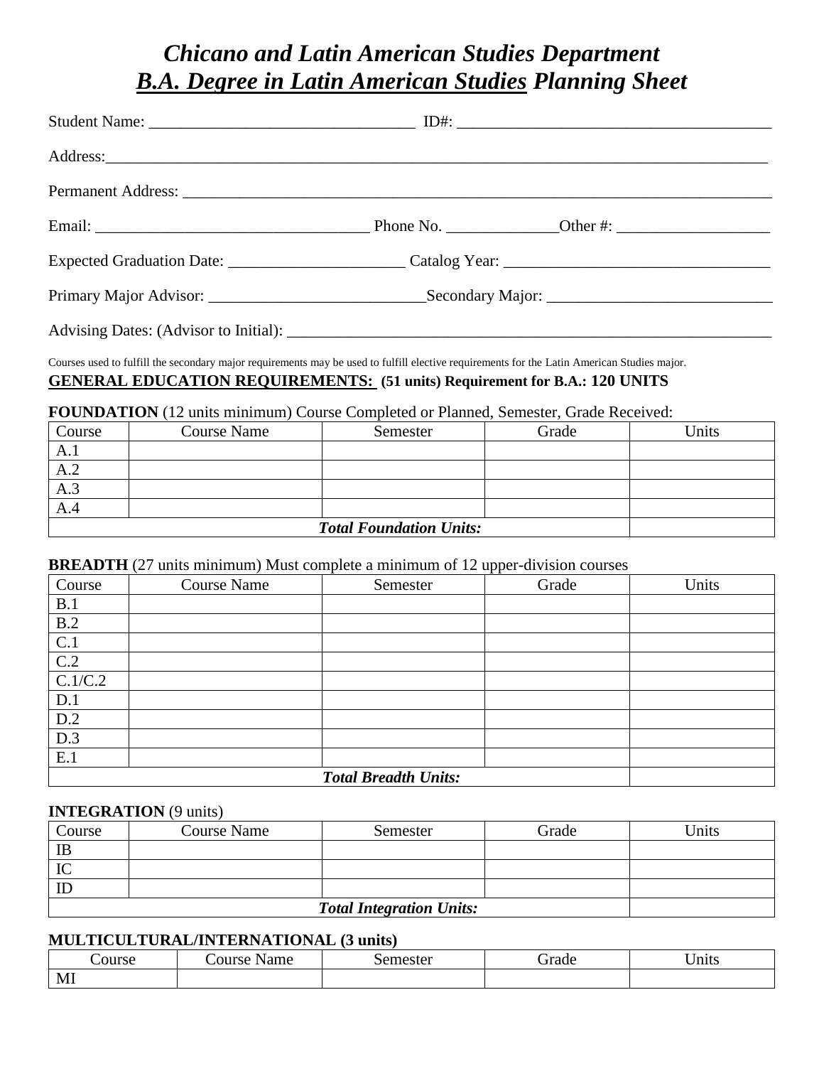# *Chicano and Latin American Studies Department*
# ***B.A. Degree in Latin American Studies* Planning Sheet**

Student Name: _________________________________ ID#: ______________________________________

Address:_____________________________________________________________________________________

Permanent Address: ___________________________________________________________________________

Email: ___________________________________ Phone No. _____________Other #: ___________________

Expected Graduation Date: ______________________ Catalog Year: _________________________________

Primary Major Advisor: ___________________________Secondary Major: ____________________________

Advising Dates: (Advisor to Initial): ______________________________________________________________

Courses used to fulfill the secondary major requirements may be used to fulfill elective requirements for the Latin American Studies major.

**GENERAL EDUCATION REQUIREMENTS: (51 units) Requirement for B.A.: 120 UNITS**

**FOUNDATION** (12 units minimum) Course Completed or Planned, Semester, Grade Received:

| Course | Course Name | Semester | Grade | Units |
|---|---|---|---|---|
| A.1 | | | | |
| A.2 | | | | |
| A.3 | | | | |
| A.4 | | | | |
| ***Total Foundation Units:*** | | | | |

**BREADTH** (27 units minimum) Must complete a minimum of 12 upper-division courses

| Course | Course Name | Semester | Grade | Units |
|---|---|---|---|---|
| B.1 | | | | |
| B.2 | | | | |
| C.1 | | | | |
| C.2 | | | | |
| C.1/C.2 | | | | |
| D.1 | | | | |
| D.2 | | | | |
| D.3 | | | | |
| E.1 | | | | |
| ***Total Breadth Units:*** | | | | |

**INTEGRATION** (9 units)

| Course | Course Name | Semester | Grade | Units |
|---|---|---|---|---|
| IB | | | | |
| IC | | | | |
| ID | | | | |
| ***Total Integration Units:*** | | | | |

**MULTICULTURAL/INTERNATIONAL (3 units)**

| Course | Course Name | Semester | Grade | Units |
|---|---|---|---|---|
| MI | | | | |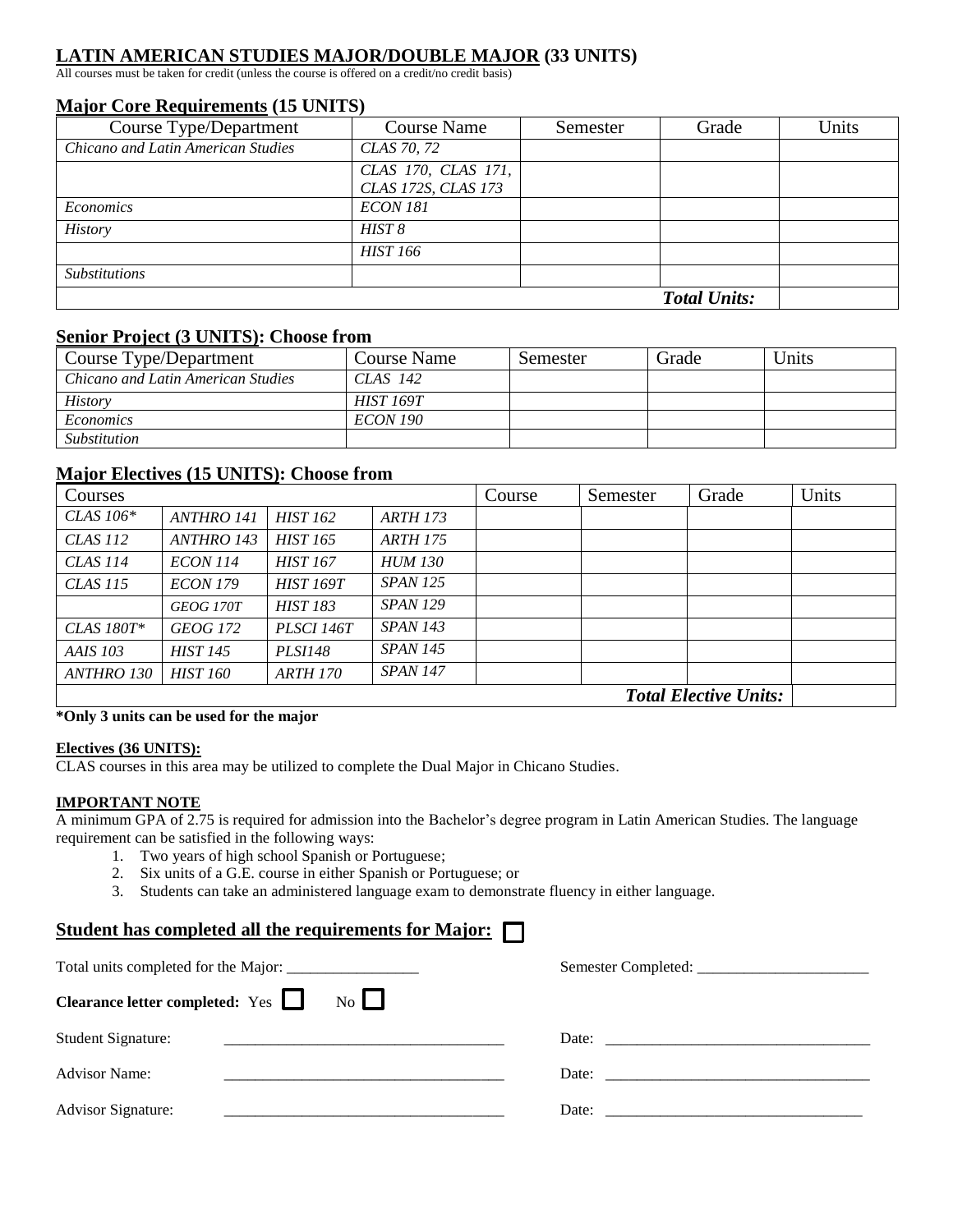## LATIN AMERICAN STUDIES MAJOR/DOUBLE MAJOR (33 UNITS)

All courses must be taken for credit (unless the course is offered on a credit/no credit basis)

### Major Core Requirements (15 UNITS)

| Course Type/Department | Course Name | Semester | Grade | Units |
|---|---|---|---|---|
| *Chicano and Latin American Studies* | *CLAS 70, 72* | | | |
| | *CLAS 170, CLAS 171, CLAS 172S, CLAS 173* | | | |
| *Economics* | *ECON 181* | | | |
| *History* | *HIST 8* | | | |
| | *HIST 166* | | | |
| *Substitutions* | | | | |
| | | | ***Total Units:*** | |

### Senior Project (3 UNITS): Choose from

| Course Type/Department | Course Name | Semester | Grade | Units |
|---|---|---|---|---|
| *Chicano and Latin American Studies* | *CLAS 142* | | | |
| *History* | *HIST 169T* | | | |
| *Economics* | *ECON 190* | | | |
| *Substitution* | | | | |

### Major Electives (15 UNITS): Choose from

| Courses | | | | Course | Semester | Grade | Units |
|---|---|---|---|---|---|---|---|
| *CLAS 106\** | *ANTHRO 141* | *HIST 162* | *ARTH 173* | | | | |
| *CLAS 112* | *ANTHRO 143* | *HIST 165* | *ARTH 175* | | | | |
| *CLAS 114* | *ECON 114* | *HIST 167* | *HUM 130* | | | | |
| *CLAS 115* | *ECON 179* | *HIST 169T* | *SPAN 125* | | | | |
| | *GEOG 170T* | *HIST 183* | *SPAN 129* | | | | |
| *CLAS 180T\** | *GEOG 172* | *PLSCI 146T* | *SPAN 143* | | | | |
| *AAIS 103* | *HIST 145* | *PLSI148* | *SPAN 145* | | | | |
| *ANTHRO 130* | *HIST 160* | *ARTH 170* | *SPAN 147* | | | | |
| | | | | | | ***Total Elective Units:*** | |

**\*Only 3 units can be used for the major**

**Electives (36 UNITS):**

CLAS courses in this area may be utilized to complete the Dual Major in Chicano Studies.

**IMPORTANT NOTE**

A minimum GPA of 2.75 is required for admission into the Bachelor's degree program in Latin American Studies. The language requirement can be satisfied in the following ways:

1. Two years of high school Spanish or Portuguese;
2. Six units of a G.E. course in either Spanish or Portuguese; or
3. Students can take an administered language exam to demonstrate fluency in either language.

### Student has completed all the requirements for Major: ☐

Total units completed for the Major: _________________ Semester Completed: ______________________

**Clearance letter completed:** Yes ☐ No ☐

Student Signature: ____________________________________ Date: ________________________________

Advisor Name: ____________________________________ Date: ________________________________

Advisor Signature: ____________________________________ Date: ________________________________